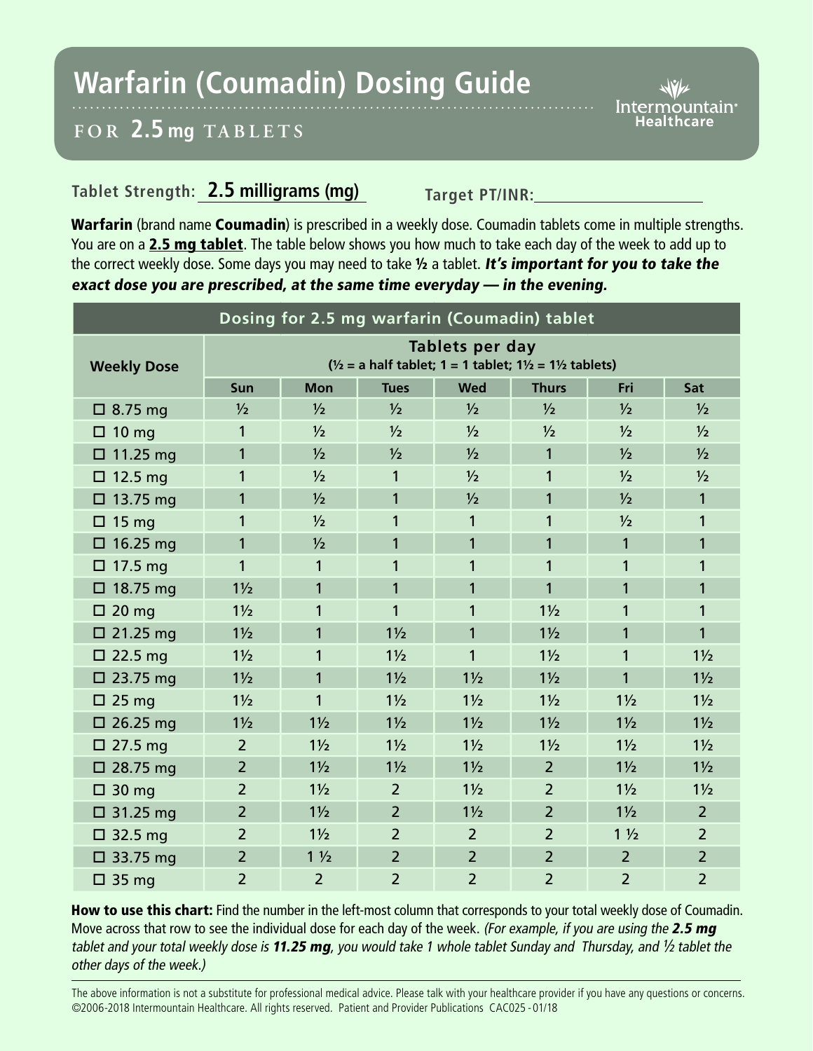# Warfarin (Coumadin) Dosing Guide

## FOR 2.5 mg TABLETS

Intermountain Healthcare

**Tablet Strength:** 2.5 milligrams (mg) **Target PT/INR:** ____________________

**Warfarin** (brand name **Coumadin**) is prescribed in a weekly dose. Coumadin tablets come in multiple strengths. You are on a **2.5 mg tablet**. The table below shows you how much to take each day of the week to add up to the correct weekly dose. Some days you may need to take **½** a tablet. ***It's important for you to take the exact dose you are prescribed, at the same time everyday — in the evening.***

**Dosing for 2.5 mg warfarin (Coumadin) tablet**

| Weekly Dose | Tablets per day (½ = a half tablet; 1 = 1 tablet; 1½ = 1½ tablets) | | | | | | |
|---|---|---|---|---|---|---|---|
| | Sun | Mon | Tues | Wed | Thurs | Fri | Sat |
| ☐ 8.75 mg | ½ | ½ | ½ | ½ | ½ | ½ | ½ |
| ☐ 10 mg | 1 | ½ | ½ | ½ | ½ | ½ | ½ |
| ☐ 11.25 mg | 1 | ½ | ½ | ½ | 1 | ½ | ½ |
| ☐ 12.5 mg | 1 | ½ | 1 | ½ | 1 | ½ | ½ |
| ☐ 13.75 mg | 1 | ½ | 1 | ½ | 1 | ½ | 1 |
| ☐ 15 mg | 1 | ½ | 1 | 1 | 1 | ½ | 1 |
| ☐ 16.25 mg | 1 | ½ | 1 | 1 | 1 | 1 | 1 |
| ☐ 17.5 mg | 1 | 1 | 1 | 1 | 1 | 1 | 1 |
| ☐ 18.75 mg | 1½ | 1 | 1 | 1 | 1 | 1 | 1 |
| ☐ 20 mg | 1½ | 1 | 1 | 1 | 1½ | 1 | 1 |
| ☐ 21.25 mg | 1½ | 1 | 1½ | 1 | 1½ | 1 | 1 |
| ☐ 22.5 mg | 1½ | 1 | 1½ | 1 | 1½ | 1 | 1½ |
| ☐ 23.75 mg | 1½ | 1 | 1½ | 1½ | 1½ | 1 | 1½ |
| ☐ 25 mg | 1½ | 1 | 1½ | 1½ | 1½ | 1½ | 1½ |
| ☐ 26.25 mg | 1½ | 1½ | 1½ | 1½ | 1½ | 1½ | 1½ |
| ☐ 27.5 mg | 2 | 1½ | 1½ | 1½ | 1½ | 1½ | 1½ |
| ☐ 28.75 mg | 2 | 1½ | 1½ | 1½ | 2 | 1½ | 1½ |
| ☐ 30 mg | 2 | 1½ | 2 | 1½ | 2 | 1½ | 1½ |
| ☐ 31.25 mg | 2 | 1½ | 2 | 1½ | 2 | 1½ | 2 |
| ☐ 32.5 mg | 2 | 1½ | 2 | 2 | 2 | 1 ½ | 2 |
| ☐ 33.75 mg | 2 | 1 ½ | 2 | 2 | 2 | 2 | 2 |
| ☐ 35 mg | 2 | 2 | 2 | 2 | 2 | 2 | 2 |

**How to use this chart:** Find the number in the left-most column that corresponds to your total weekly dose of Coumadin. Move across that row to see the individual dose for each day of the week. *(For example, if you are using the **2.5 mg** tablet and your total weekly dose is **11.25 mg**, you would take 1 whole tablet Sunday and Thursday, and ½ tablet the other days of the week.)*

The above information is not a substitute for professional medical advice. Please talk with your healthcare provider if you have any questions or concerns. ©2006-2018 Intermountain Healthcare. All rights reserved. Patient and Provider Publications CAC025 - 01/18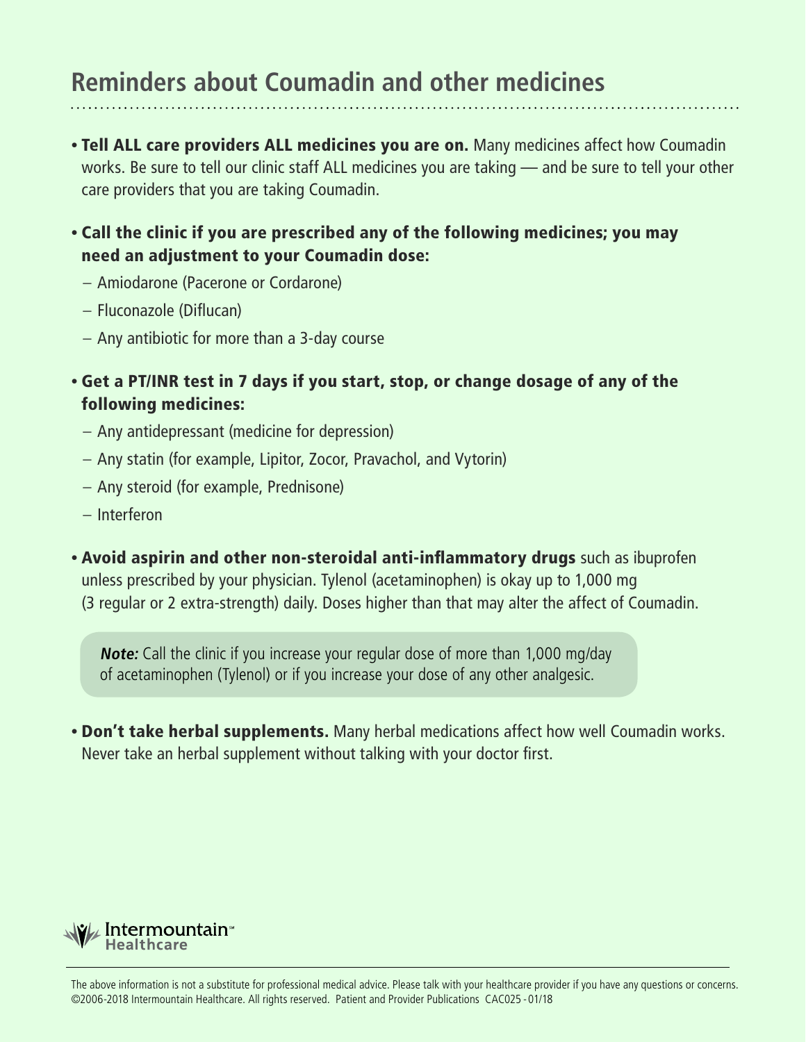## Reminders about Coumadin and other medicines

- **Tell ALL care providers ALL medicines you are on.** Many medicines affect how Coumadin works. Be sure to tell our clinic staff ALL medicines you are taking — and be sure to tell your other care providers that you are taking Coumadin.
- **Call the clinic if you are prescribed any of the following medicines; you may need an adjustment to your Coumadin dose:**
  - Amiodarone (Pacerone or Cordarone)
  - Fluconazole (Diflucan)
  - Any antibiotic for more than a 3-day course
- **Get a PT/INR test in 7 days if you start, stop, or change dosage of any of the following medicines:**
  - Any antidepressant (medicine for depression)
  - Any statin (for example, Lipitor, Zocor, Pravachol, and Vytorin)
  - Any steroid (for example, Prednisone)
  - Interferon
- **Avoid aspirin and other non-steroidal anti-inflammatory drugs** such as ibuprofen unless prescribed by your physician. Tylenol (acetaminophen) is okay up to 1,000 mg (3 regular or 2 extra-strength) daily. Doses higher than that may alter the affect of Coumadin.

> ***Note:*** Call the clinic if you increase your regular dose of more than 1,000 mg/day of acetaminophen (Tylenol) or if you increase your dose of any other analgesic.

- **Don't take herbal supplements.** Many herbal medications affect how well Coumadin works. Never take an herbal supplement without talking with your doctor first.

Intermountain Healthcare

The above information is not a substitute for professional medical advice. Please talk with your healthcare provider if you have any questions or concerns. ©2006-2018 Intermountain Healthcare. All rights reserved. Patient and Provider Publications CAC025 - 01/18